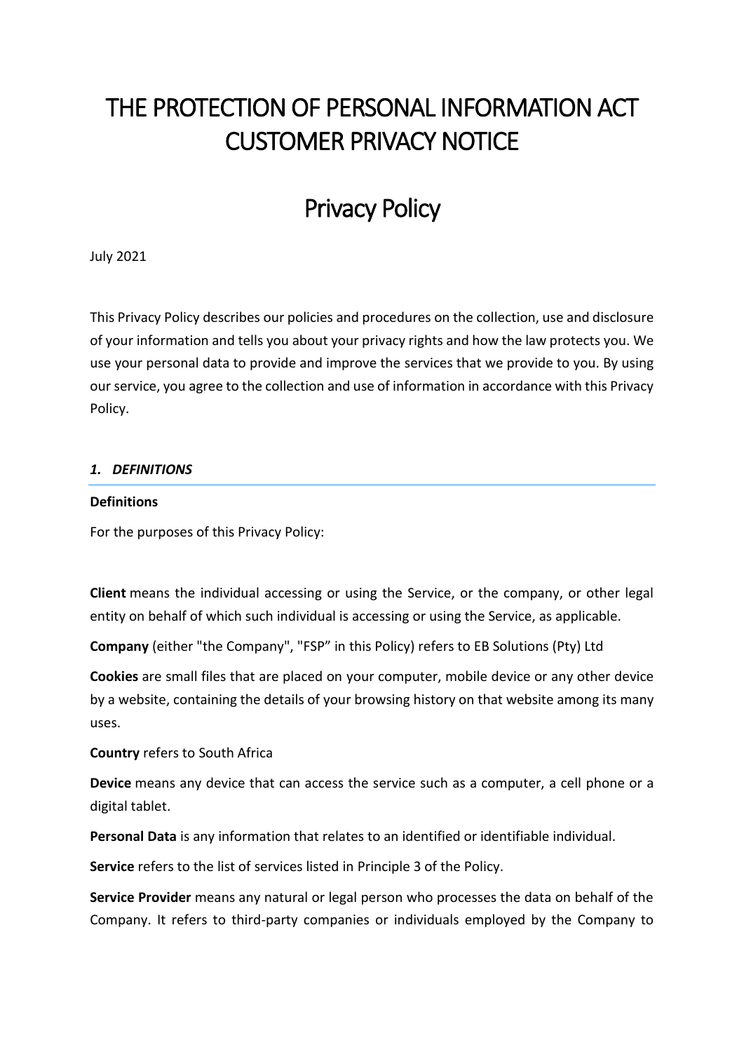# THE PROTECTION OF PERSONAL INFORMATION ACT CUSTOMER PRIVACY NOTICE

# Privacy Policy

July 2021

This Privacy Policy describes our policies and procedures on the collection, use and disclosure of your information and tells you about your privacy rights and how the law protects you. We use your personal data to provide and improve the services that we provide to you. By using our service, you agree to the collection and use of information in accordance with this Privacy Policy.

## *1. DEFINITIONS*

**Definitions**

For the purposes of this Privacy Policy:

**Client** means the individual accessing or using the Service, or the company, or other legal entity on behalf of which such individual is accessing or using the Service, as applicable.

**Company** (either "the Company", "FSP" in this Policy) refers to EB Solutions (Pty) Ltd

**Cookies** are small files that are placed on your computer, mobile device or any other device by a website, containing the details of your browsing history on that website among its many uses.

**Country** refers to South Africa

**Device** means any device that can access the service such as a computer, a cell phone or a digital tablet.

**Personal Data** is any information that relates to an identified or identifiable individual.

**Service** refers to the list of services listed in Principle 3 of the Policy.

**Service Provider** means any natural or legal person who processes the data on behalf of the Company. It refers to third-party companies or individuals employed by the Company to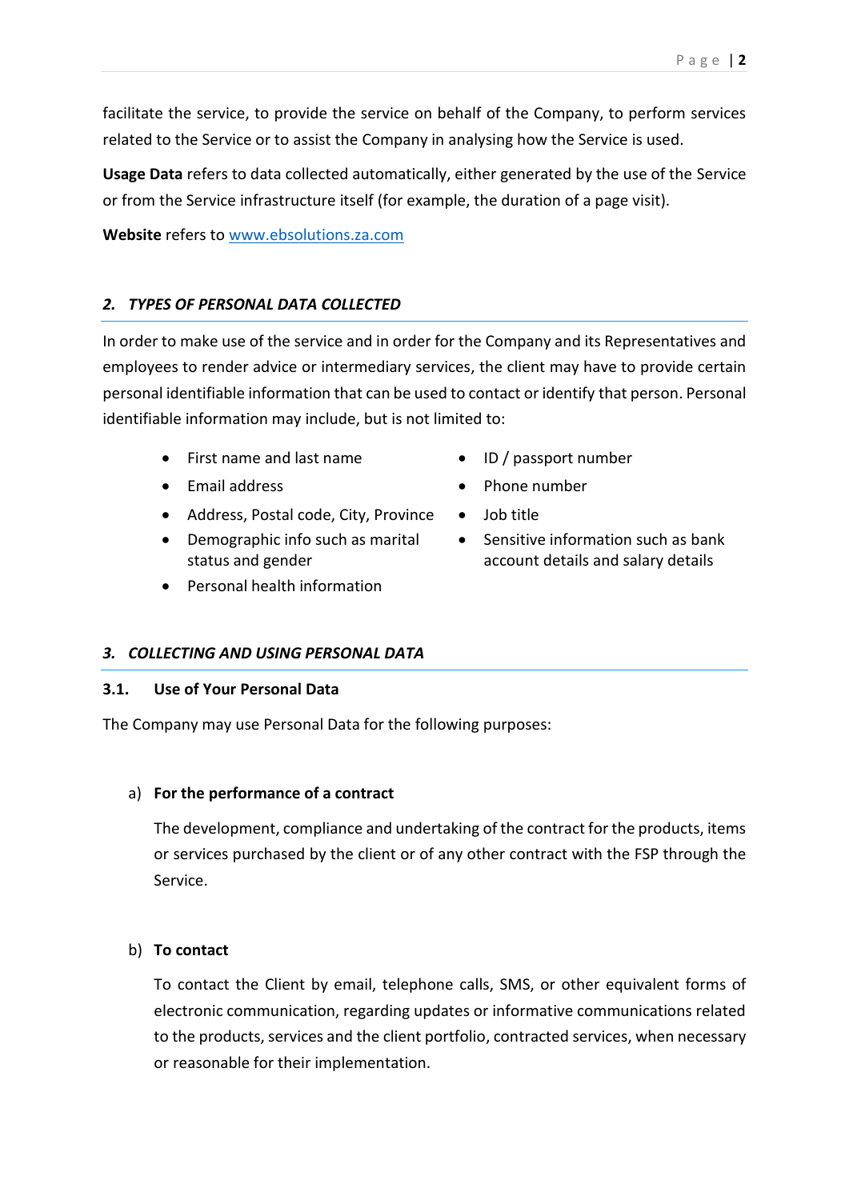facilitate the service, to provide the service on behalf of the Company, to perform services related to the Service or to assist the Company in analysing how the Service is used.

**Usage Data** refers to data collected automatically, either generated by the use of the Service or from the Service infrastructure itself (for example, the duration of a page visit).

**Website** refers to [www.ebsolutions.za.com](www.ebsolutions.za.com)

## *2. TYPES OF PERSONAL DATA COLLECTED*

In order to make use of the service and in order for the Company and its Representatives and employees to render advice or intermediary services, the client may have to provide certain personal identifiable information that can be used to contact or identify that person. Personal identifiable information may include, but is not limited to:

- First name and last name
- Email address
- Address, Postal code, City, Province
- Demographic info such as marital status and gender
- Personal health information
- ID / passport number
- Phone number
- Job title
- Sensitive information such as bank account details and salary details

## *3. COLLECTING AND USING PERSONAL DATA*

### 3.1. Use of Your Personal Data

The Company may use Personal Data for the following purposes:

a) **For the performance of a contract**

The development, compliance and undertaking of the contract for the products, items or services purchased by the client or of any other contract with the FSP through the Service.

b) **To contact**

To contact the Client by email, telephone calls, SMS, or other equivalent forms of electronic communication, regarding updates or informative communications related to the products, services and the client portfolio, contracted services, when necessary or reasonable for their implementation.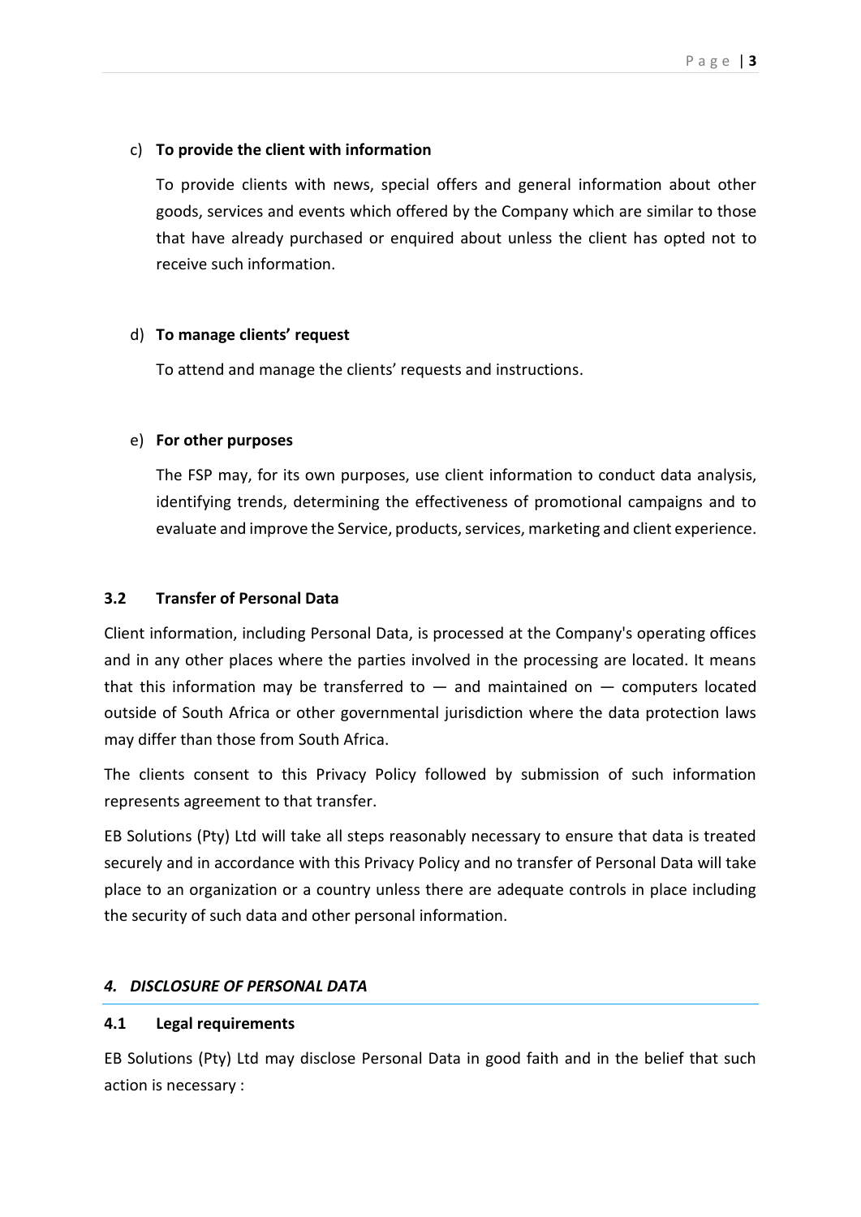c) **To provide the client with information**

To provide clients with news, special offers and general information about other goods, services and events which offered by the Company which are similar to those that have already purchased or enquired about unless the client has opted not to receive such information.

d) **To manage clients' request**

To attend and manage the clients' requests and instructions.

e) **For other purposes**

The FSP may, for its own purposes, use client information to conduct data analysis, identifying trends, determining the effectiveness of promotional campaigns and to evaluate and improve the Service, products, services, marketing and client experience.

### 3.2 Transfer of Personal Data

Client information, including Personal Data, is processed at the Company's operating offices and in any other places where the parties involved in the processing are located. It means that this information may be transferred to — and maintained on — computers located outside of South Africa or other governmental jurisdiction where the data protection laws may differ than those from South Africa.

The clients consent to this Privacy Policy followed by submission of such information represents agreement to that transfer.

EB Solutions (Pty) Ltd will take all steps reasonably necessary to ensure that data is treated securely and in accordance with this Privacy Policy and no transfer of Personal Data will take place to an organization or a country unless there are adequate controls in place including the security of such data and other personal information.

## *4. DISCLOSURE OF PERSONAL DATA*

### 4.1 Legal requirements

EB Solutions (Pty) Ltd may disclose Personal Data in good faith and in the belief that such action is necessary :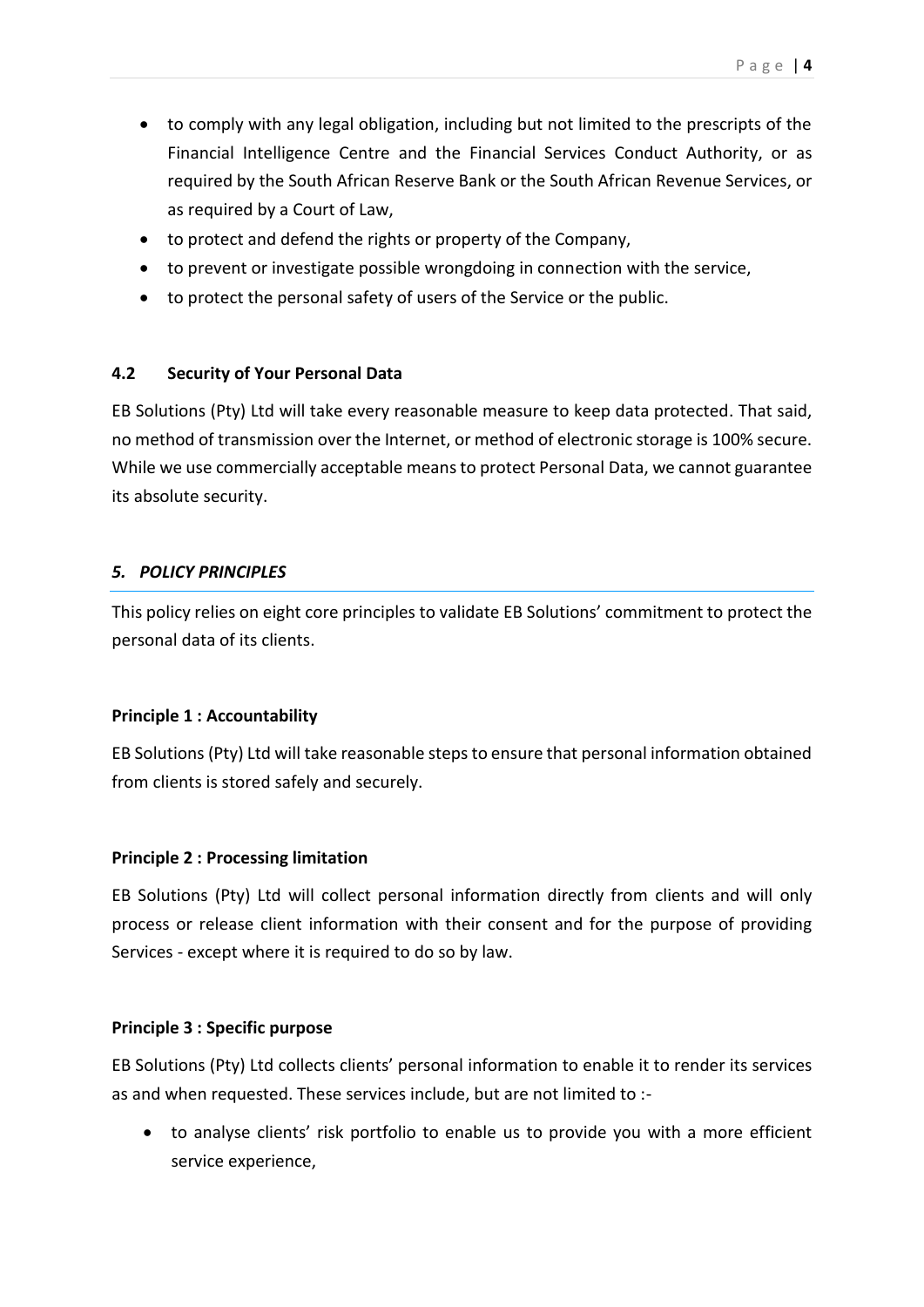- to comply with any legal obligation, including but not limited to the prescripts of the Financial Intelligence Centre and the Financial Services Conduct Authority, or as required by the South African Reserve Bank or the South African Revenue Services, or as required by a Court of Law,
- to protect and defend the rights or property of the Company,
- to prevent or investigate possible wrongdoing in connection with the service,
- to protect the personal safety of users of the Service or the public.

### 4.2 Security of Your Personal Data

EB Solutions (Pty) Ltd will take every reasonable measure to keep data protected. That said, no method of transmission over the Internet, or method of electronic storage is 100% secure. While we use commercially acceptable means to protect Personal Data, we cannot guarantee its absolute security.

## *5. POLICY PRINCIPLES*

This policy relies on eight core principles to validate EB Solutions' commitment to protect the personal data of its clients.

**Principle 1 : Accountability**

EB Solutions (Pty) Ltd will take reasonable steps to ensure that personal information obtained from clients is stored safely and securely.

**Principle 2 : Processing limitation**

EB Solutions (Pty) Ltd will collect personal information directly from clients and will only process or release client information with their consent and for the purpose of providing Services - except where it is required to do so by law.

**Principle 3 : Specific purpose**

EB Solutions (Pty) Ltd collects clients' personal information to enable it to render its services as and when requested. These services include, but are not limited to :-

- to analyse clients' risk portfolio to enable us to provide you with a more efficient service experience,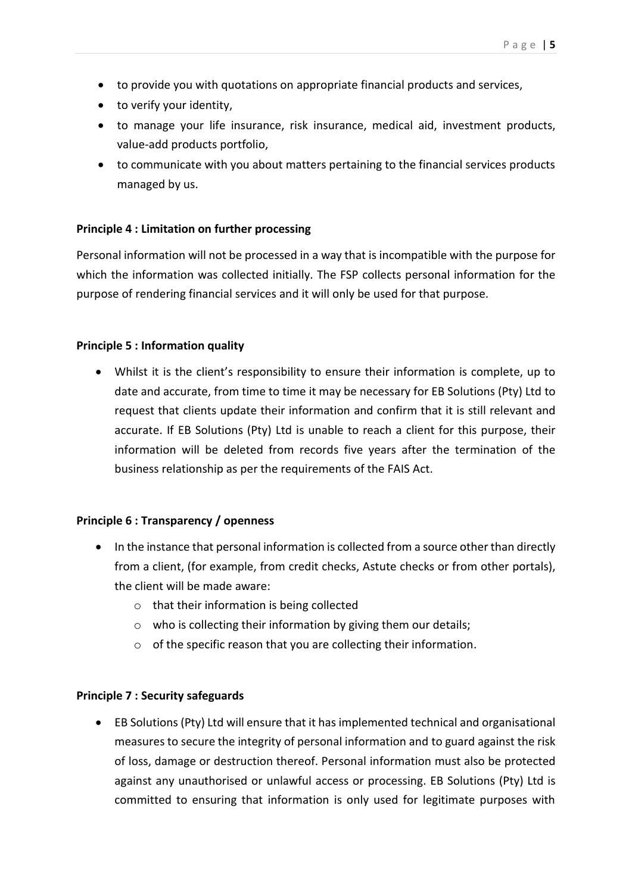- to provide you with quotations on appropriate financial products and services,
- to verify your identity,
- to manage your life insurance, risk insurance, medical aid, investment products, value-add products portfolio,
- to communicate with you about matters pertaining to the financial services products managed by us.

**Principle 4 : Limitation on further processing**

Personal information will not be processed in a way that is incompatible with the purpose for which the information was collected initially. The FSP collects personal information for the purpose of rendering financial services and it will only be used for that purpose.

**Principle 5 : Information quality**

- Whilst it is the client's responsibility to ensure their information is complete, up to date and accurate, from time to time it may be necessary for EB Solutions (Pty) Ltd to request that clients update their information and confirm that it is still relevant and accurate. If EB Solutions (Pty) Ltd is unable to reach a client for this purpose, their information will be deleted from records five years after the termination of the business relationship as per the requirements of the FAIS Act.

**Principle 6 : Transparency / openness**

- In the instance that personal information is collected from a source other than directly from a client, (for example, from credit checks, Astute checks or from other portals), the client will be made aware:
  - that their information is being collected
  - who is collecting their information by giving them our details;
  - of the specific reason that you are collecting their information.

**Principle 7 : Security safeguards**

- EB Solutions (Pty) Ltd will ensure that it has implemented technical and organisational measures to secure the integrity of personal information and to guard against the risk of loss, damage or destruction thereof. Personal information must also be protected against any unauthorised or unlawful access or processing. EB Solutions (Pty) Ltd is committed to ensuring that information is only used for legitimate purposes with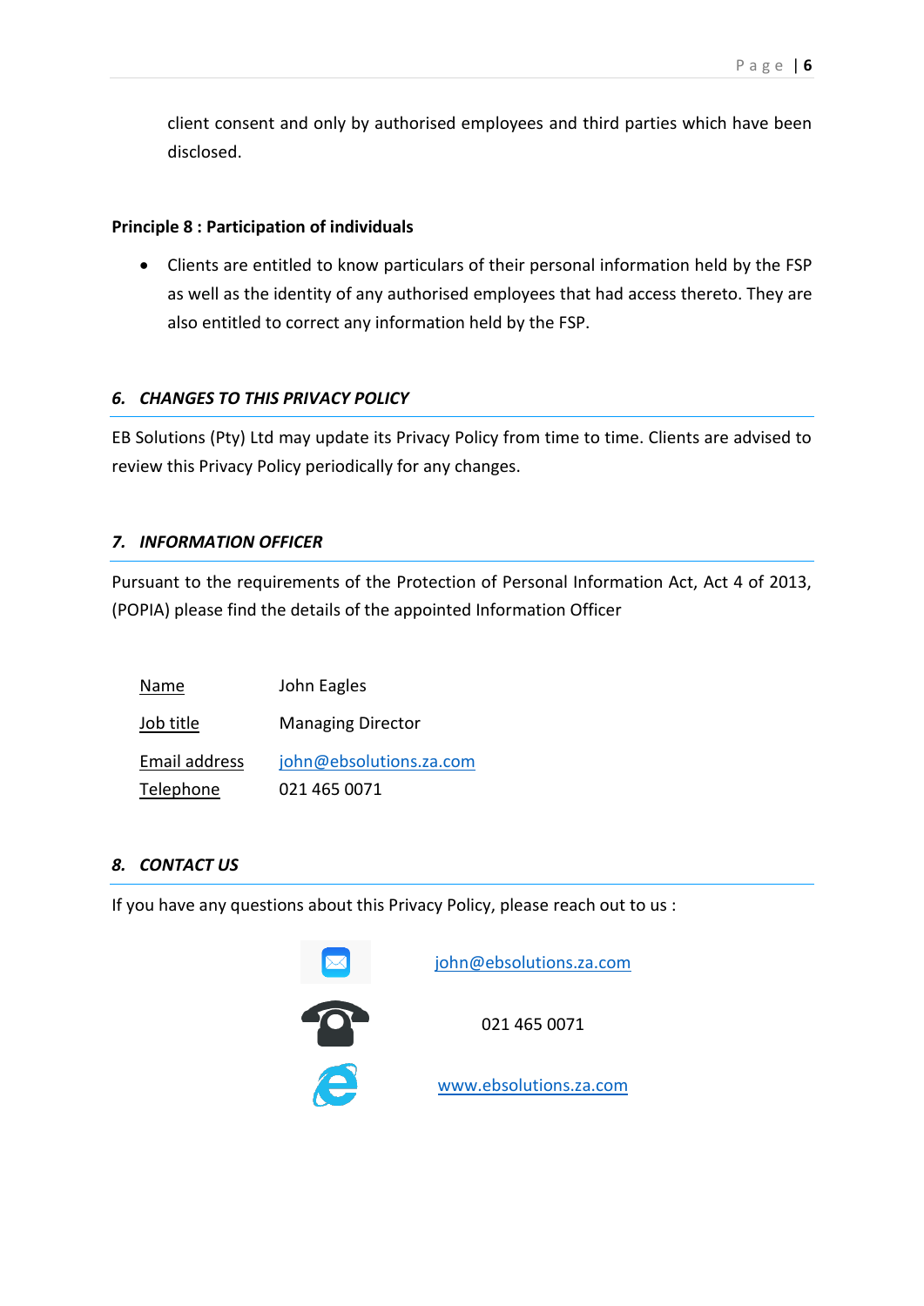client consent and only by authorised employees and third parties which have been disclosed.

**Principle 8 : Participation of individuals**

- Clients are entitled to know particulars of their personal information held by the FSP as well as the identity of any authorised employees that had access thereto. They are also entitled to correct any information held by the FSP.

## *6. CHANGES TO THIS PRIVACY POLICY*

EB Solutions (Pty) Ltd may update its Privacy Policy from time to time. Clients are advised to review this Privacy Policy periodically for any changes.

## *7. INFORMATION OFFICER*

Pursuant to the requirements of the Protection of Personal Information Act, Act 4 of 2013, (POPIA) please find the details of the appointed Information Officer

| | |
|---|---|
| Name | John Eagles |
| Job title | Managing Director |
| Email address | john@ebsolutions.za.com |
| Telephone | 021 465 0071 |

## *8. CONTACT US*

If you have any questions about this Privacy Policy, please reach out to us :

john@ebsolutions.za.com

021 465 0071

www.ebsolutions.za.com